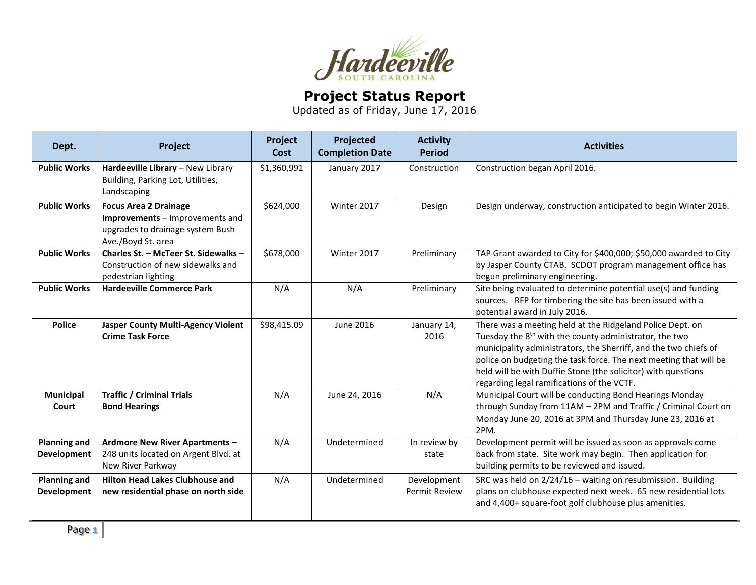Hardeeville
SOUTH CAROLINA

# Project Status Report

Updated as of Friday, June 17, 2016

| Dept. | Project | Project Cost | Projected Completion Date | Activity Period | Activities |
|---|---|---|---|---|---|
| **Public Works** | **Hardeeville Library** – New Library Building, Parking Lot, Utilities, Landscaping | $1,360,991 | January 2017 | Construction | Construction began April 2016. |
| **Public Works** | **Focus Area 2 Drainage Improvements** – Improvements and upgrades to drainage system Bush Ave./Boyd St. area | $624,000 | Winter 2017 | Design | Design underway, construction anticipated to begin Winter 2016. |
| **Public Works** | **Charles St. – McTeer St. Sidewalks** – Construction of new sidewalks and pedestrian lighting | $678,000 | Winter 2017 | Preliminary | TAP Grant awarded to City for $400,000; $50,000 awarded to City by Jasper County CTAB. SCDOT program management office has begun preliminary engineering. |
| **Public Works** | **Hardeeville Commerce Park** | N/A | N/A | Preliminary | Site being evaluated to determine potential use(s) and funding sources. RFP for timbering the site has been issued with a potential award in July 2016. |
| **Police** | **Jasper County Multi-Agency Violent Crime Task Force** | $98,415.09 | June 2016 | January 14, 2016 | There was a meeting held at the Ridgeland Police Dept. on Tuesday the 8th with the county administrator, the two municipality administrators, the Sherriff, and the two chiefs of police on budgeting the task force. The next meeting that will be held will be with Duffie Stone (the solicitor) with questions regarding legal ramifications of the VCTF. |
| **Municipal Court** | **Traffic / Criminal Trials Bond Hearings** | N/A | June 24, 2016 | N/A | Municipal Court will be conducting Bond Hearings Monday through Sunday from 11AM – 2PM and Traffic / Criminal Court on Monday June 20, 2016 at 3PM and Thursday June 23, 2016 at 2PM. |
| **Planning and Development** | **Ardmore New River Apartments** – 248 units located on Argent Blvd. at New River Parkway | N/A | Undetermined | In review by state | Development permit will be issued as soon as approvals come back from state. Site work may begin. Then application for building permits to be reviewed and issued. |
| **Planning and Development** | **Hilton Head Lakes Clubhouse and new residential phase on north side** | N/A | Undetermined | Development Permit Review | SRC was held on 2/24/16 – waiting on resubmission. Building plans on clubhouse expected next week. 65 new residential lots and 4,400+ square-foot golf clubhouse plus amenities. |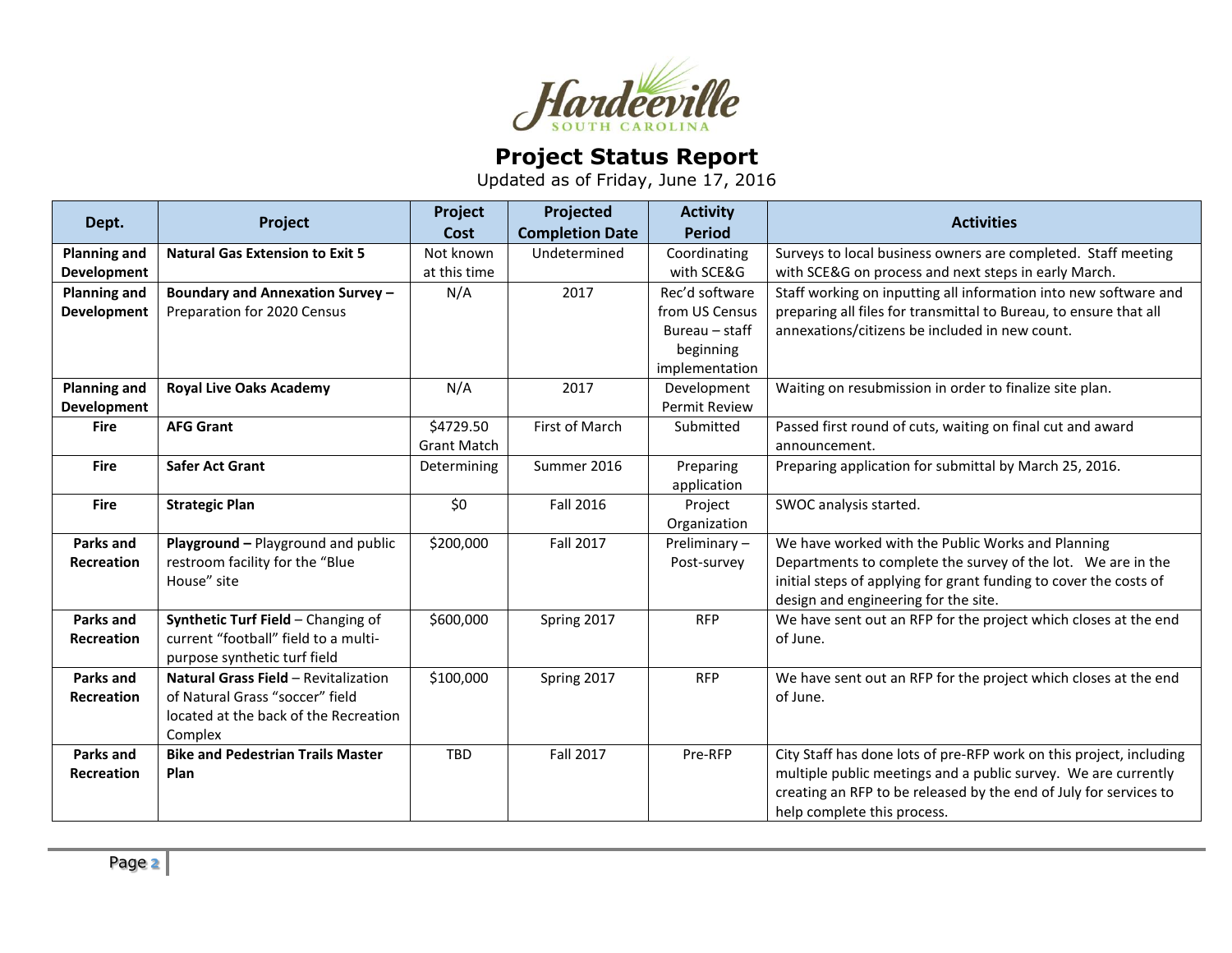# Hardeeville

SOUTH CAROLINA

## Project Status Report

Updated as of Friday, June 17, 2016

| Dept. | Project | Project Cost | Projected Completion Date | Activity Period | Activities |
|---|---|---|---|---|---|
| **Planning and Development** | **Natural Gas Extension to Exit 5** | Not known at this time | Undetermined | Coordinating with SCE&G | Surveys to local business owners are completed. Staff meeting with SCE&G on process and next steps in early March. |
| **Planning and Development** | **Boundary and Annexation Survey –** Preparation for 2020 Census | N/A | 2017 | Rec'd software from US Census Bureau – staff beginning implementation | Staff working on inputting all information into new software and preparing all files for transmittal to Bureau, to ensure that all annexations/citizens be included in new count. |
| **Planning and Development** | **Royal Live Oaks Academy** | N/A | 2017 | Development Permit Review | Waiting on resubmission in order to finalize site plan. |
| **Fire** | **AFG Grant** | $4729.50 Grant Match | First of March | Submitted | Passed first round of cuts, waiting on final cut and award announcement. |
| **Fire** | **Safer Act Grant** | Determining | Summer 2016 | Preparing application | Preparing application for submittal by March 25, 2016. |
| **Fire** | **Strategic Plan** | $0 | Fall 2016 | Project Organization | SWOC analysis started. |
| **Parks and Recreation** | **Playground –** Playground and public restroom facility for the "Blue House" site | $200,000 | Fall 2017 | Preliminary – Post-survey | We have worked with the Public Works and Planning Departments to complete the survey of the lot. We are in the initial steps of applying for grant funding to cover the costs of design and engineering for the site. |
| **Parks and Recreation** | **Synthetic Turf Field** – Changing of current "football" field to a multi-purpose synthetic turf field | $600,000 | Spring 2017 | RFP | We have sent out an RFP for the project which closes at the end of June. |
| **Parks and Recreation** | **Natural Grass Field** – Revitalization of Natural Grass "soccer" field located at the back of the Recreation Complex | $100,000 | Spring 2017 | RFP | We have sent out an RFP for the project which closes at the end of June. |
| **Parks and Recreation** | **Bike and Pedestrian Trails Master Plan** | TBD | Fall 2017 | Pre-RFP | City Staff has done lots of pre-RFP work on this project, including multiple public meetings and a public survey. We are currently creating an RFP to be released by the end of July for services to help complete this process. |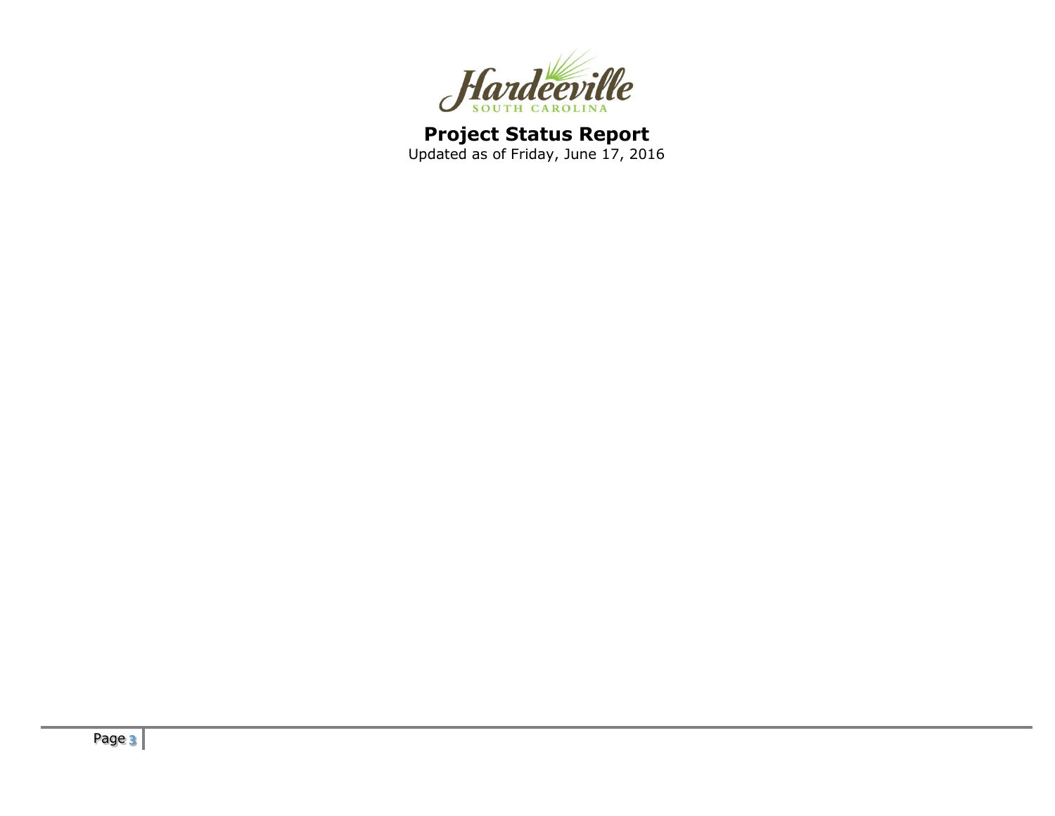Hardeeville
SOUTH CAROLINA

# Project Status Report

Updated as of Friday, June 17, 2016